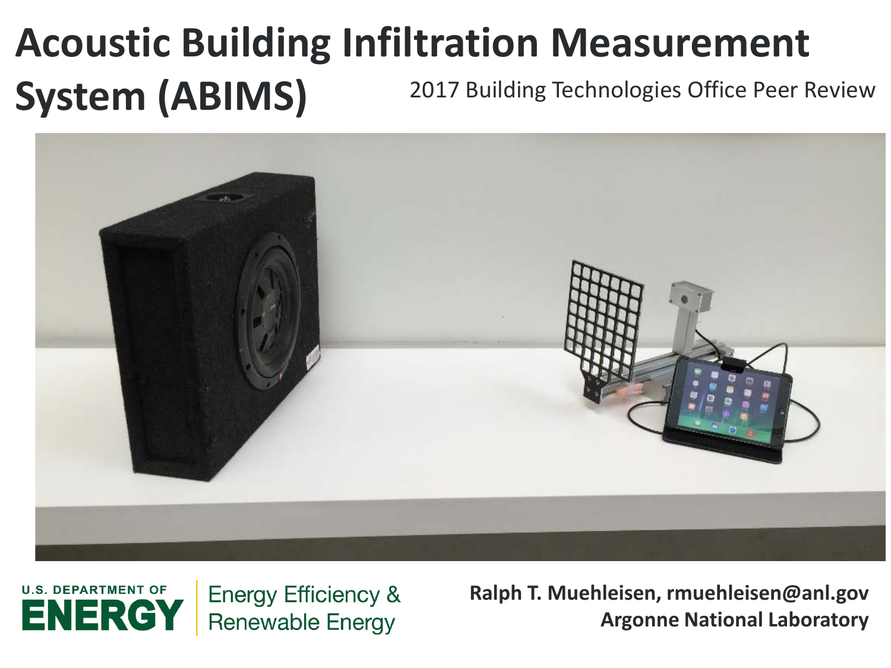# Acoustic Building Infiltration Measurement System (ABIMS)

2017 Building Technologies Office Peer Review

U.S. DEPARTMENT OF ENERGY | Energy Efficiency & Renewable Energy

**Ralph T. Muehleisen, rmuehleisen@anl.gov**
**Argonne National Laboratory**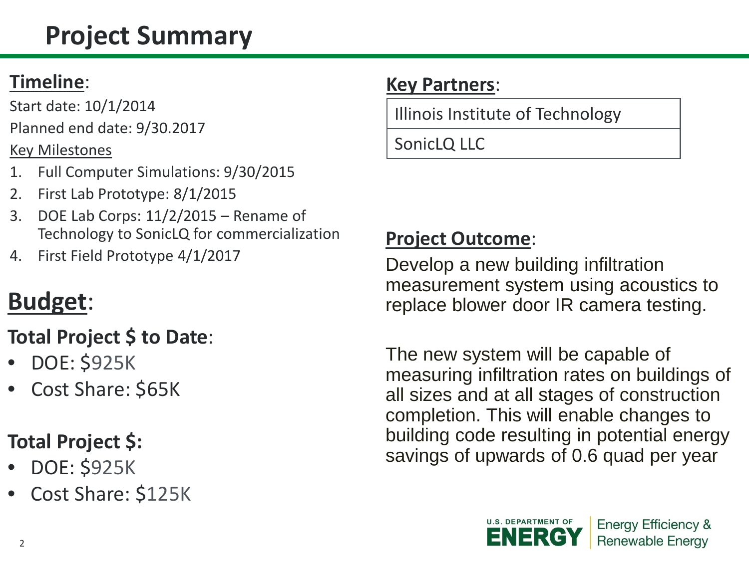# Project Summary

**Timeline**:

Start date: 10/1/2014

Planned end date: 9/30.2017

Key Milestones

1. Full Computer Simulations: 9/30/2015
2. First Lab Prototype: 8/1/2015
3. DOE Lab Corps: 11/2/2015 – Rename of Technology to SonicLQ for commercialization
4. First Field Prototype 4/1/2017

## Budget:

**Total Project $ to Date**:

- DOE: $925K
- Cost Share: $65K

**Total Project $:**

- DOE: $925K
- Cost Share: $125K

**Key Partners**:

| Illinois Institute of Technology |
|---|
| SonicLQ LLC |

**Project Outcome**:

Develop a new building infiltration measurement system using acoustics to replace blower door IR camera testing.

The new system will be capable of measuring infiltration rates on buildings of all sizes and at all stages of construction completion. This will enable changes to building code resulting in potential energy savings of upwards of 0.6 quad per year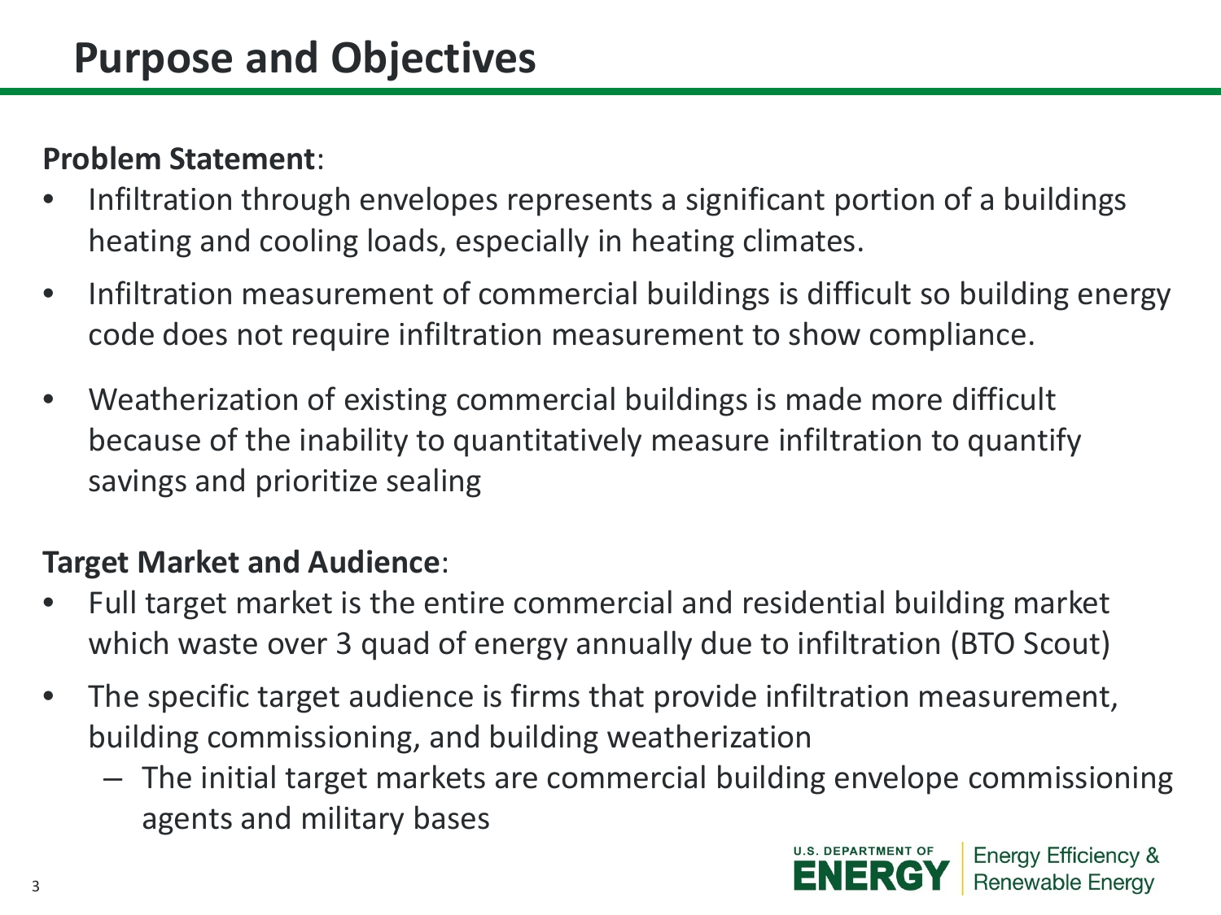# Purpose and Objectives

**Problem Statement**:

- Infiltration through envelopes represents a significant portion of a buildings heating and cooling loads, especially in heating climates.
- Infiltration measurement of commercial buildings is difficult so building energy code does not require infiltration measurement to show compliance.
- Weatherization of existing commercial buildings is made more difficult because of the inability to quantitatively measure infiltration to quantify savings and prioritize sealing

**Target Market and Audience**:

- Full target market is the entire commercial and residential building market which waste over 3 quad of energy annually due to infiltration (BTO Scout)
- The specific target audience is firms that provide infiltration measurement, building commissioning, and building weatherization
  - The initial target markets are commercial building envelope commissioning agents and military bases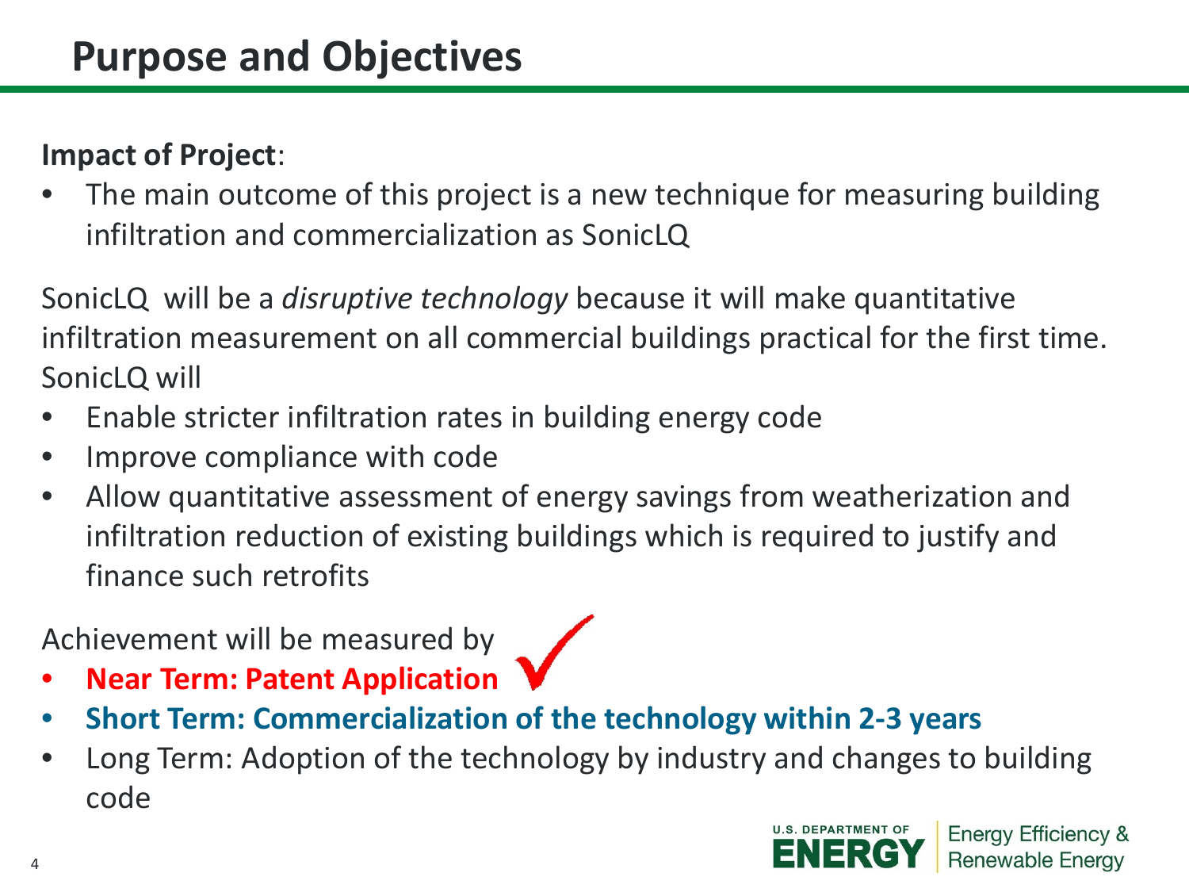# Purpose and Objectives

**Impact of Project**:

- The main outcome of this project is a new technique for measuring building infiltration and commercialization as SonicLQ

SonicLQ will be a *disruptive technology* because it will make quantitative infiltration measurement on all commercial buildings practical for the first time. SonicLQ will

- Enable stricter infiltration rates in building energy code
- Improve compliance with code
- Allow quantitative assessment of energy savings from weatherization and infiltration reduction of existing buildings which is required to justify and finance such retrofits

Achievement will be measured by

- **Near Term: Patent Application** ✓
- **Short Term: Commercialization of the technology within 2-3 years**
- Long Term: Adoption of the technology by industry and changes to building code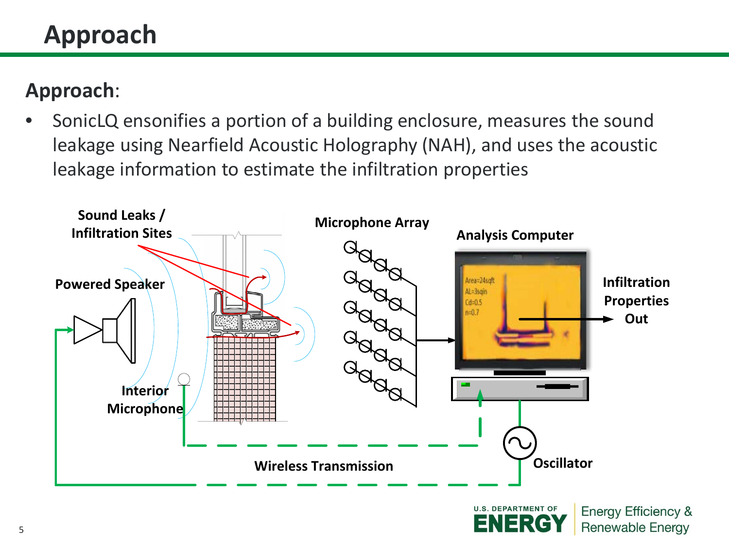# Approach

**Approach**:

- SonicLQ ensonifies a portion of a building enclosure, measures the sound leakage using Nearfield Acoustic Holography (NAH), and uses the acoustic leakage information to estimate the infiltration properties

**Sound Leaks / Infiltration Sites**

**Powered Speaker**

**Interior Microphone**

**Microphone Array**

**Analysis Computer**

Area=24sqft
AL=3sqin
Cd=0.5
n=0.7

**Infiltration Properties Out**

**Wireless Transmission**

**Oscillator**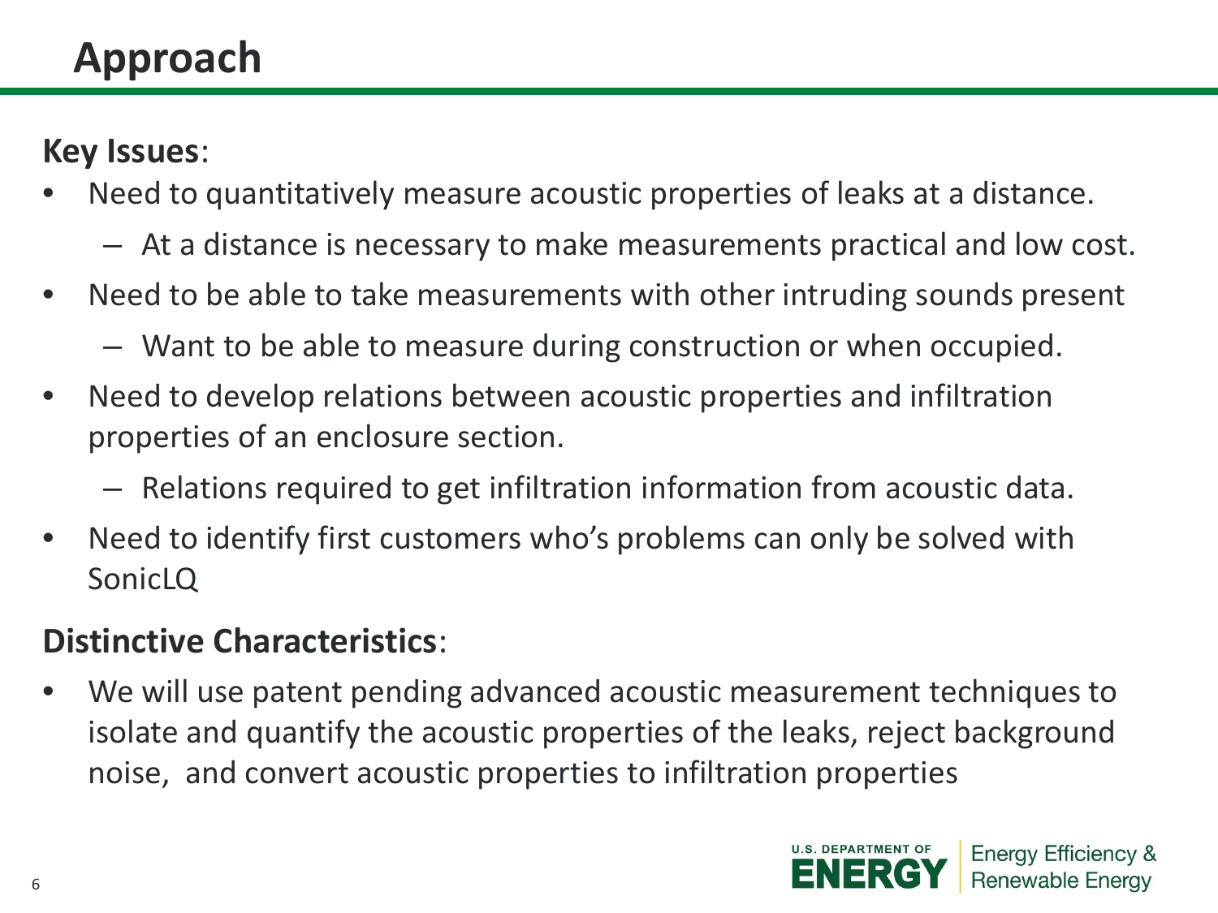# Approach

**Key Issues**:

- Need to quantitatively measure acoustic properties of leaks at a distance.
  - At a distance is necessary to make measurements practical and low cost.
- Need to be able to take measurements with other intruding sounds present
  - Want to be able to measure during construction or when occupied.
- Need to develop relations between acoustic properties and infiltration properties of an enclosure section.
  - Relations required to get infiltration information from acoustic data.
- Need to identify first customers who's problems can only be solved with SonicLQ

**Distinctive Characteristics**:

- We will use patent pending advanced acoustic measurement techniques to isolate and quantify the acoustic properties of the leaks, reject background noise, and convert acoustic properties to infiltration properties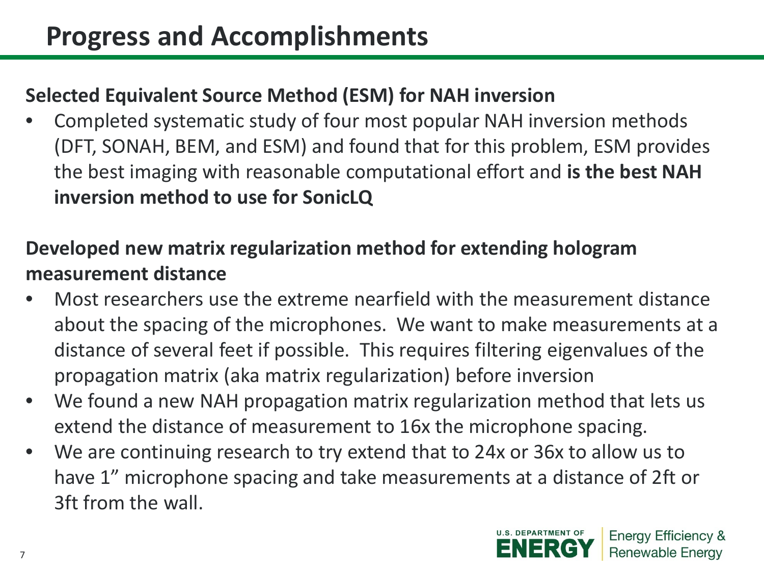# Progress and Accomplishments

**Selected Equivalent Source Method (ESM) for NAH inversion**

- Completed systematic study of four most popular NAH inversion methods (DFT, SONAH, BEM, and ESM) and found that for this problem, ESM provides the best imaging with reasonable computational effort and **is the best NAH inversion method to use for SonicLQ**

**Developed new matrix regularization method for extending hologram measurement distance**

- Most researchers use the extreme nearfield with the measurement distance about the spacing of the microphones. We want to make measurements at a distance of several feet if possible. This requires filtering eigenvalues of the propagation matrix (aka matrix regularization) before inversion
- We found a new NAH propagation matrix regularization method that lets us extend the distance of measurement to 16x the microphone spacing.
- We are continuing research to try extend that to 24x or 36x to allow us to have 1" microphone spacing and take measurements at a distance of 2ft or 3ft from the wall.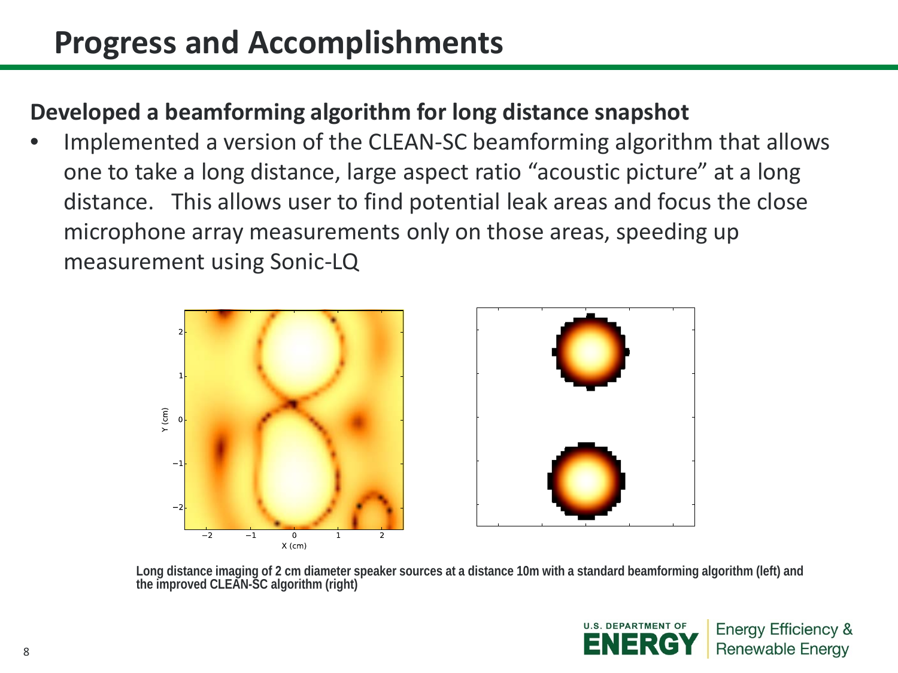# Progress and Accomplishments

**Developed a beamforming algorithm for long distance snapshot**

- Implemented a version of the CLEAN-SC beamforming algorithm that allows one to take a long distance, large aspect ratio "acoustic picture" at a long distance. This allows user to find potential leak areas and focus the close microphone array measurements only on those areas, speeding up measurement using Sonic-LQ

**Long distance imaging of 2 cm diameter speaker sources at a distance 10m with a standard beamforming algorithm (left) and the improved CLEAN-SC algorithm (right)**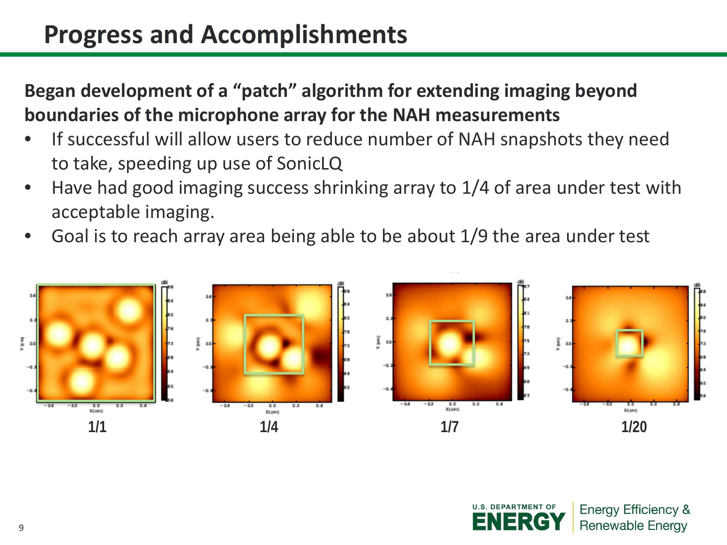# Progress and Accomplishments

**Began development of a "patch" algorithm for extending imaging beyond boundaries of the microphone array for the NAH measurements**

- If successful will allow users to reduce number of NAH snapshots they need to take, speeding up use of SonicLQ
- Have had good imaging success shrinking array to 1/4 of area under test with acceptable imaging.
- Goal is to reach array area being able to be about 1/9 the area under test

1/1 1/4 1/7 1/20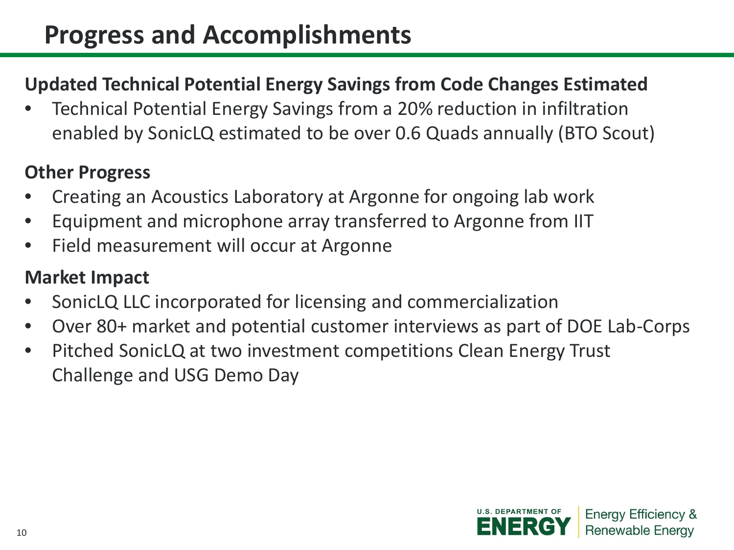# Progress and Accomplishments

**Updated Technical Potential Energy Savings from Code Changes Estimated**

- Technical Potential Energy Savings from a 20% reduction in infiltration enabled by SonicLQ estimated to be over 0.6 Quads annually (BTO Scout)

**Other Progress**

- Creating an Acoustics Laboratory at Argonne for ongoing lab work
- Equipment and microphone array transferred to Argonne from IIT
- Field measurement will occur at Argonne

**Market Impact**

- SonicLQ LLC incorporated for licensing and commercialization
- Over 80+ market and potential customer interviews as part of DOE Lab-Corps
- Pitched SonicLQ at two investment competitions Clean Energy Trust Challenge and USG Demo Day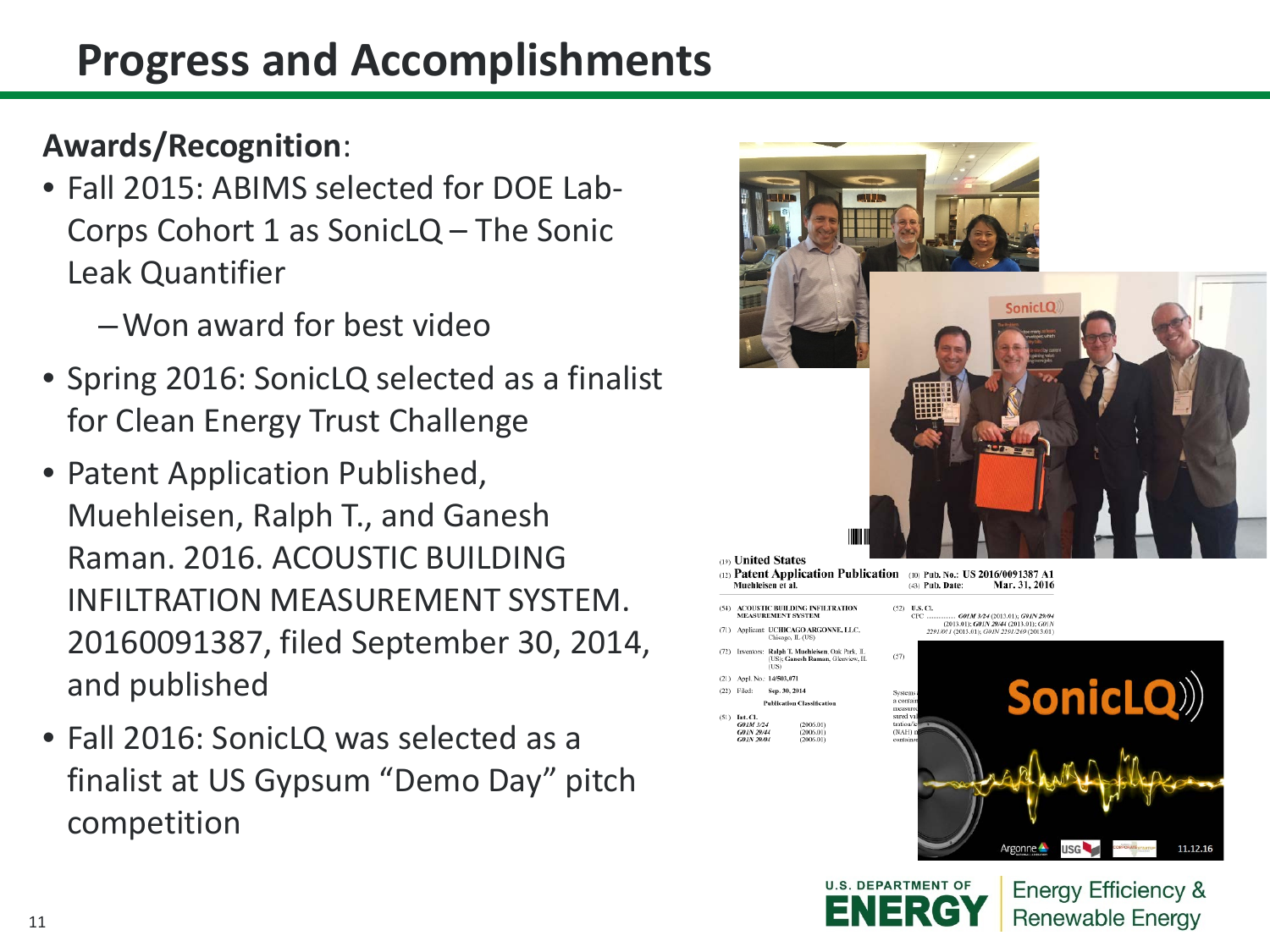# Progress and Accomplishments

**Awards/Recognition**:

- Fall 2015: ABIMS selected for DOE Lab-Corps Cohort 1 as SonicLQ – The Sonic Leak Quantifier
  - Won award for best video
- Spring 2016: SonicLQ selected as a finalist for Clean Energy Trust Challenge
- Patent Application Published, Muehleisen, Ralph T., and Ganesh Raman. 2016. ACOUSTIC BUILDING INFILTRATION MEASUREMENT SYSTEM. 20160091387, filed September 30, 2014, and published
- Fall 2016: SonicLQ was selected as a finalist at US Gypsum "Demo Day" pitch competition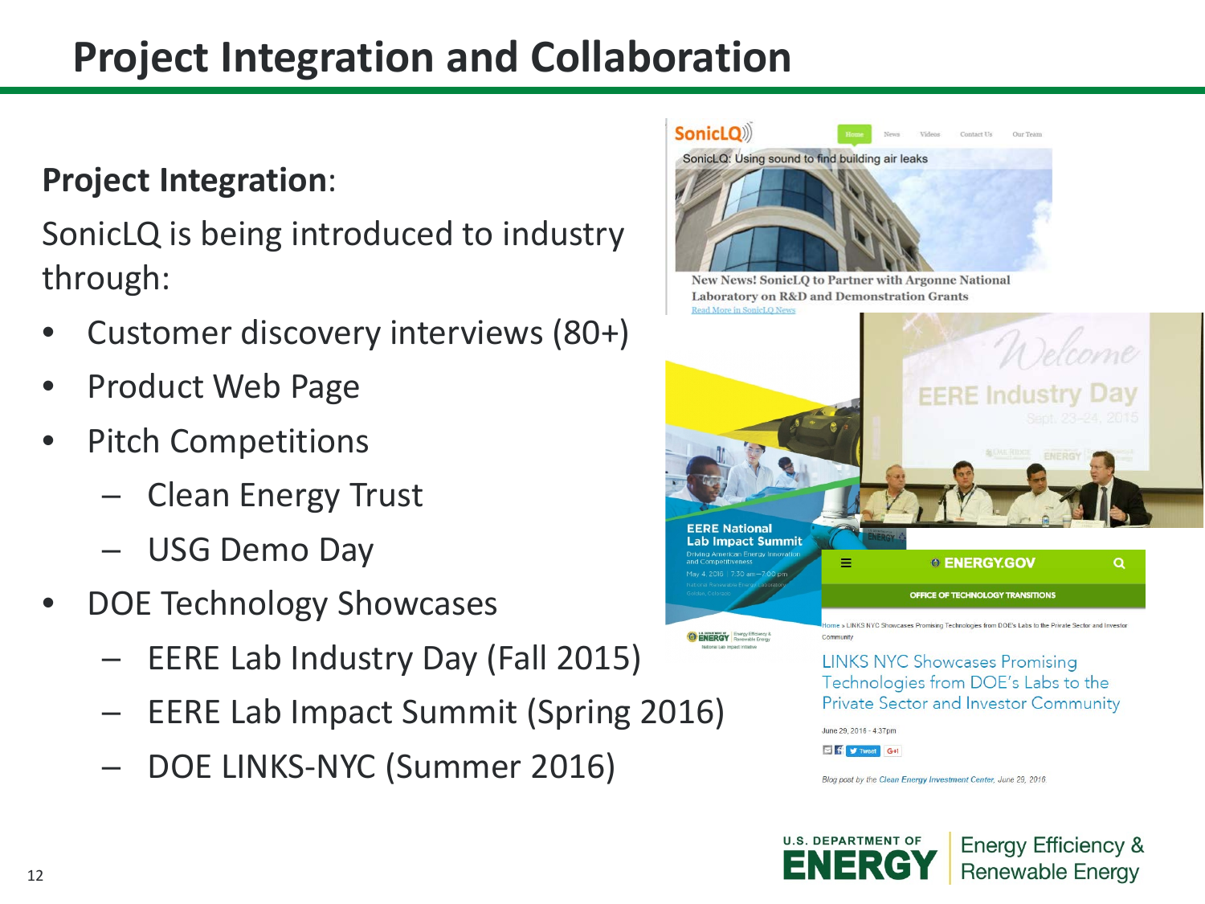# Project Integration and Collaboration

**Project Integration**:

SonicLQ is being introduced to industry through:

- Customer discovery interviews (80+)
- Product Web Page
- Pitch Competitions
  - Clean Energy Trust
  - USG Demo Day
- DOE Technology Showcases
  - EERE Lab Industry Day (Fall 2015)
  - EERE Lab Impact Summit (Spring 2016)
  - DOE LINKS-NYC (Summer 2016)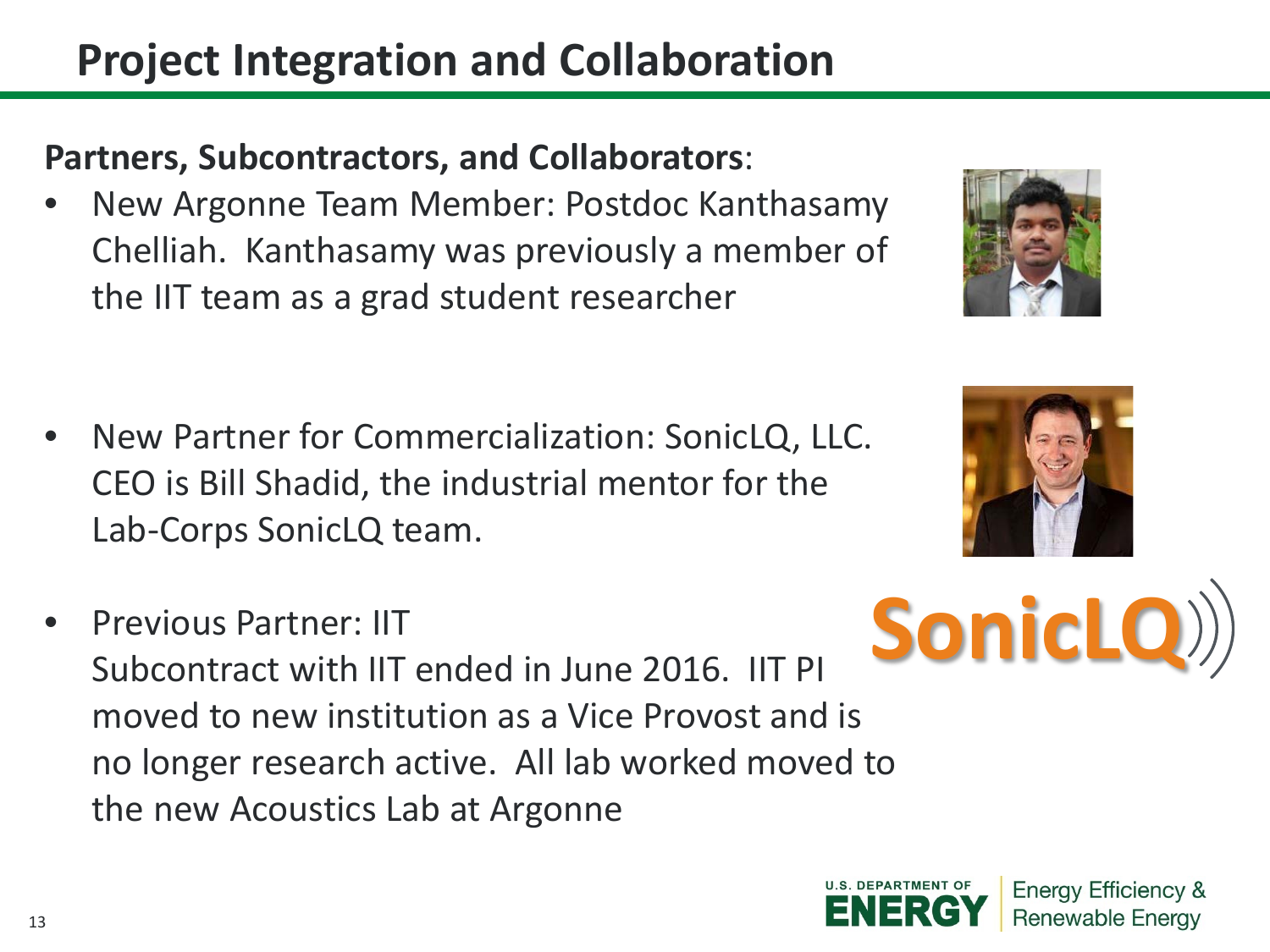# Project Integration and Collaboration

**Partners, Subcontractors, and Collaborators**:

- New Argonne Team Member: Postdoc Kanthasamy Chelliah. Kanthasamy was previously a member of the IIT team as a grad student researcher
- New Partner for Commercialization: SonicLQ, LLC. CEO is Bill Shadid, the industrial mentor for the Lab-Corps SonicLQ team.
- Previous Partner: IIT
  Subcontract with IIT ended in June 2016. IIT PI moved to new institution as a Vice Provost and is no longer research active. All lab worked moved to the new Acoustics Lab at Argonne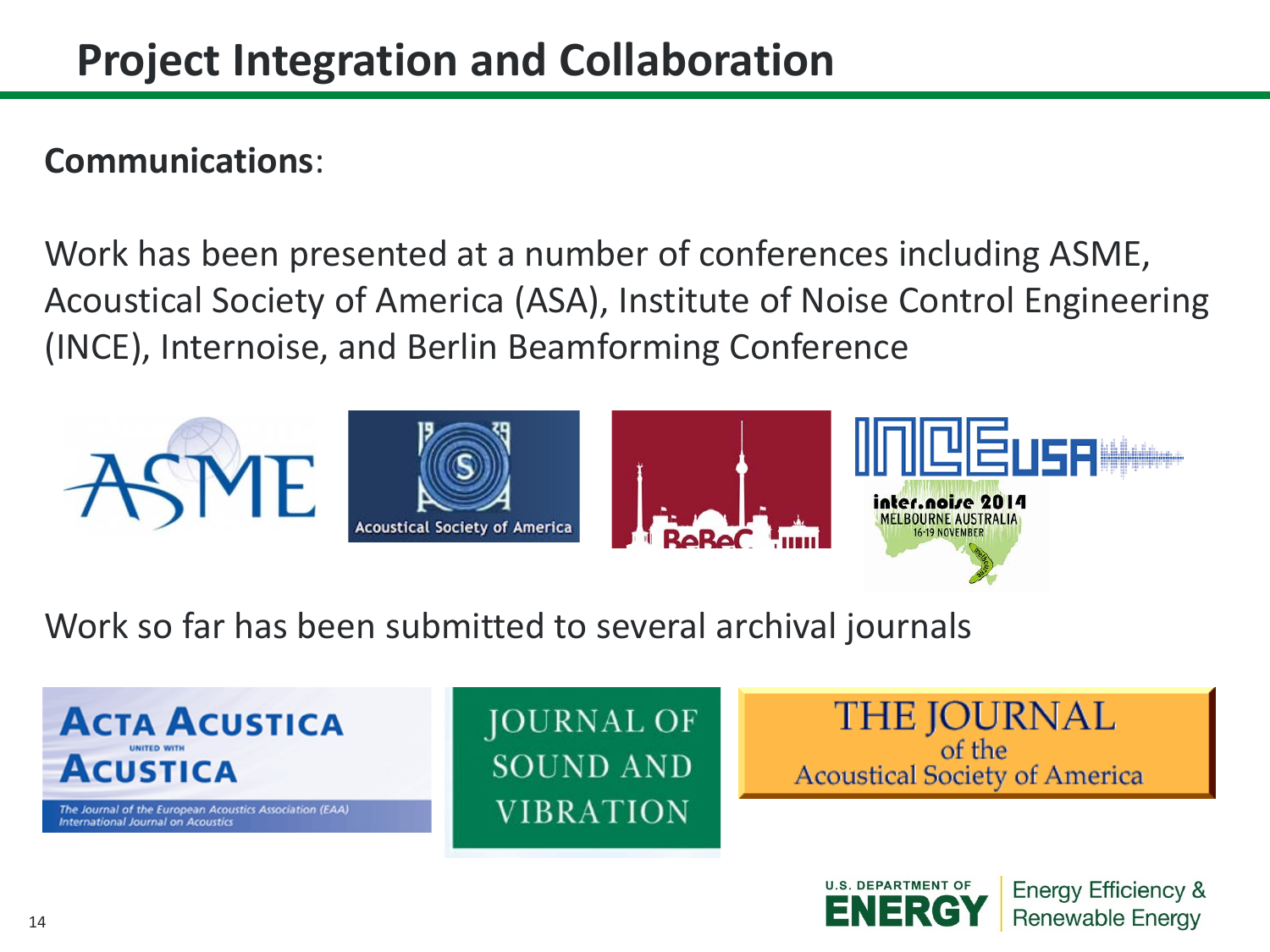# Project Integration and Collaboration

**Communications**:

Work has been presented at a number of conferences including ASME, Acoustical Society of America (ASA), Institute of Noise Control Engineering (INCE), Internoise, and Berlin Beamforming Conference

Work so far has been submitted to several archival journals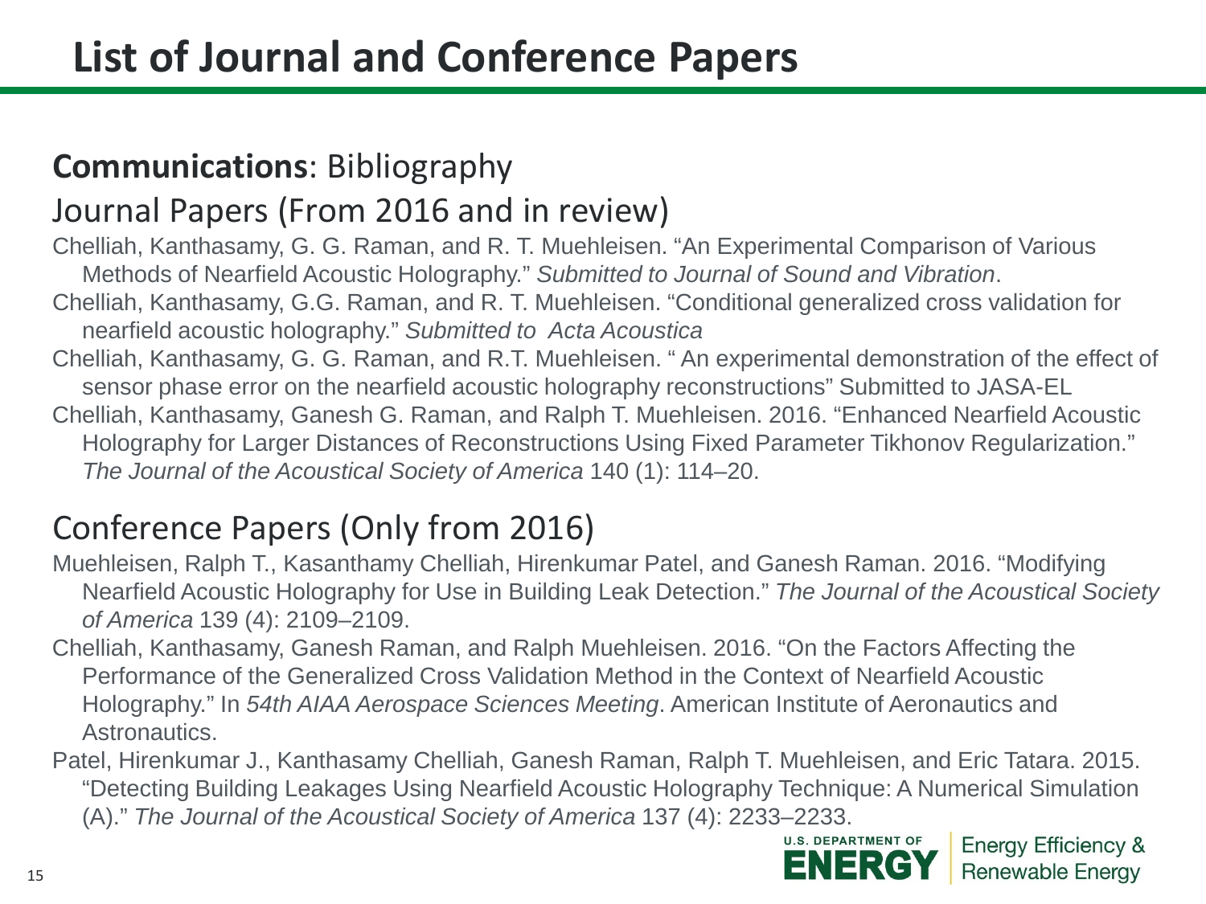# List of Journal and Conference Papers

**Communications**: Bibliography

## Journal Papers (From 2016 and in review)

Chelliah, Kanthasamy, G. G. Raman, and R. T. Muehleisen. "An Experimental Comparison of Various Methods of Nearfield Acoustic Holography." *Submitted to Journal of Sound and Vibration*.

Chelliah, Kanthasamy, G.G. Raman, and R. T. Muehleisen. "Conditional generalized cross validation for nearfield acoustic holography." *Submitted to Acta Acoustica*

Chelliah, Kanthasamy, G. G. Raman, and R.T. Muehleisen. " An experimental demonstration of the effect of sensor phase error on the nearfield acoustic holography reconstructions" Submitted to JASA-EL

Chelliah, Kanthasamy, Ganesh G. Raman, and Ralph T. Muehleisen. 2016. "Enhanced Nearfield Acoustic Holography for Larger Distances of Reconstructions Using Fixed Parameter Tikhonov Regularization." *The Journal of the Acoustical Society of America* 140 (1): 114–20.

## Conference Papers (Only from 2016)

Muehleisen, Ralph T., Kasanthamy Chelliah, Hirenkumar Patel, and Ganesh Raman. 2016. "Modifying Nearfield Acoustic Holography for Use in Building Leak Detection." *The Journal of the Acoustical Society of America* 139 (4): 2109–2109.

Chelliah, Kanthasamy, Ganesh Raman, and Ralph Muehleisen. 2016. "On the Factors Affecting the Performance of the Generalized Cross Validation Method in the Context of Nearfield Acoustic Holography." In *54th AIAA Aerospace Sciences Meeting*. American Institute of Aeronautics and Astronautics.

Patel, Hirenkumar J., Kanthasamy Chelliah, Ganesh Raman, Ralph T. Muehleisen, and Eric Tatara. 2015. "Detecting Building Leakages Using Nearfield Acoustic Holography Technique: A Numerical Simulation (A)." *The Journal of the Acoustical Society of America* 137 (4): 2233–2233.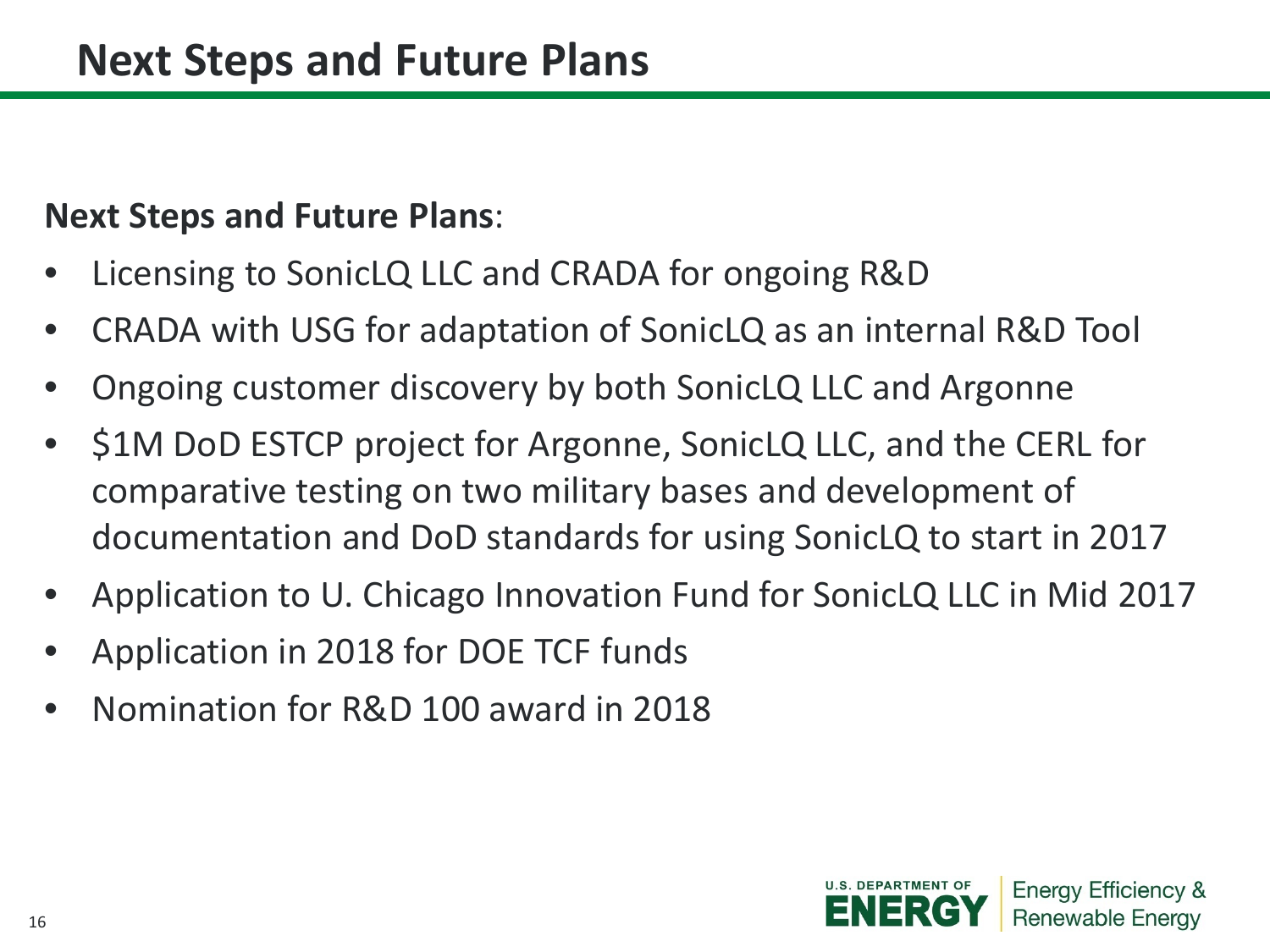# Next Steps and Future Plans

**Next Steps and Future Plans**:

- Licensing to SonicLQ LLC and CRADA for ongoing R&D
- CRADA with USG for adaptation of SonicLQ as an internal R&D Tool
- Ongoing customer discovery by both SonicLQ LLC and Argonne
- $1M DoD ESTCP project for Argonne, SonicLQ LLC, and the CERL for comparative testing on two military bases and development of documentation and DoD standards for using SonicLQ to start in 2017
- Application to U. Chicago Innovation Fund for SonicLQ LLC in Mid 2017
- Application in 2018 for DOE TCF funds
- Nomination for R&D 100 award in 2018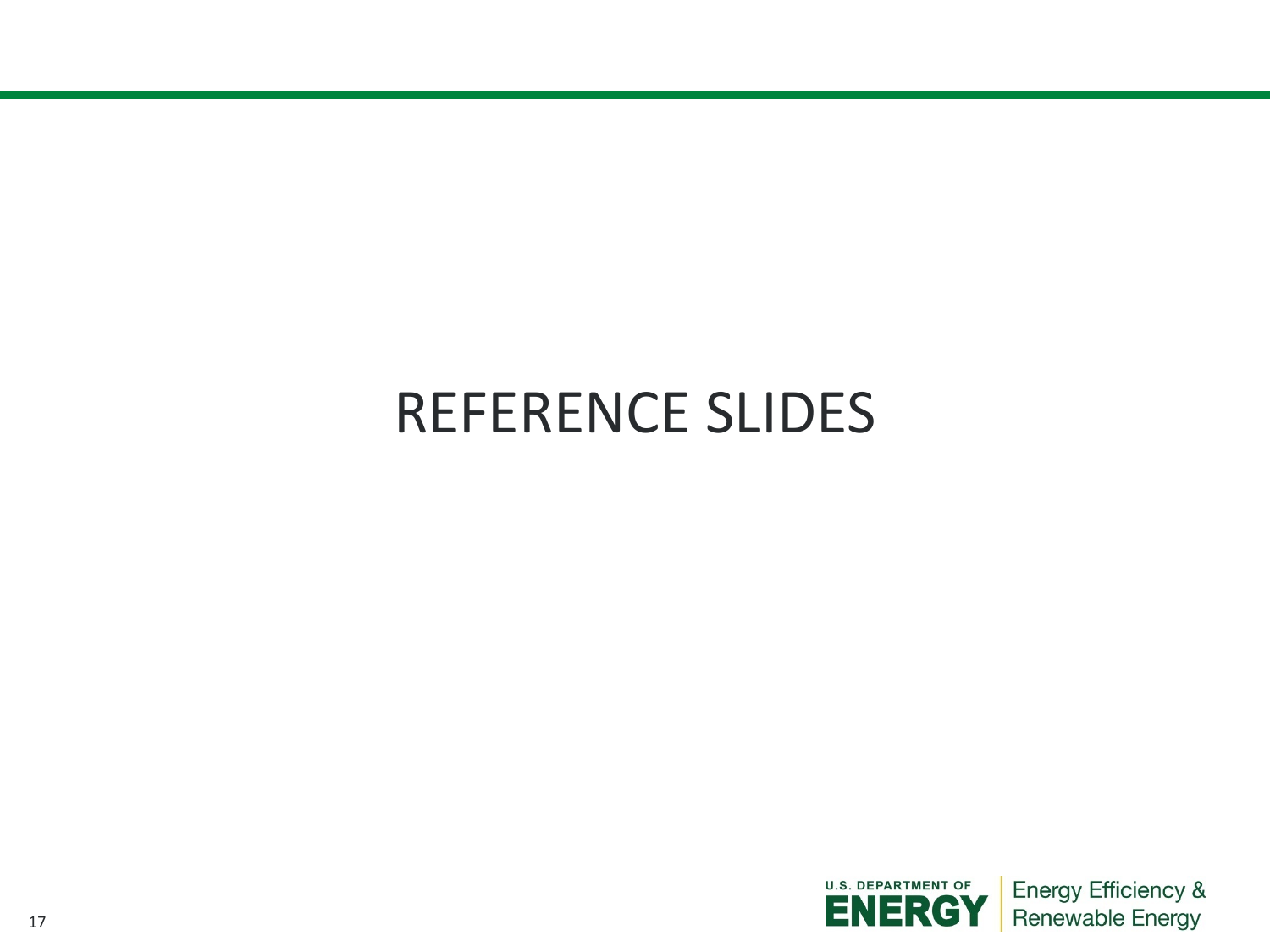# REFERENCE SLIDES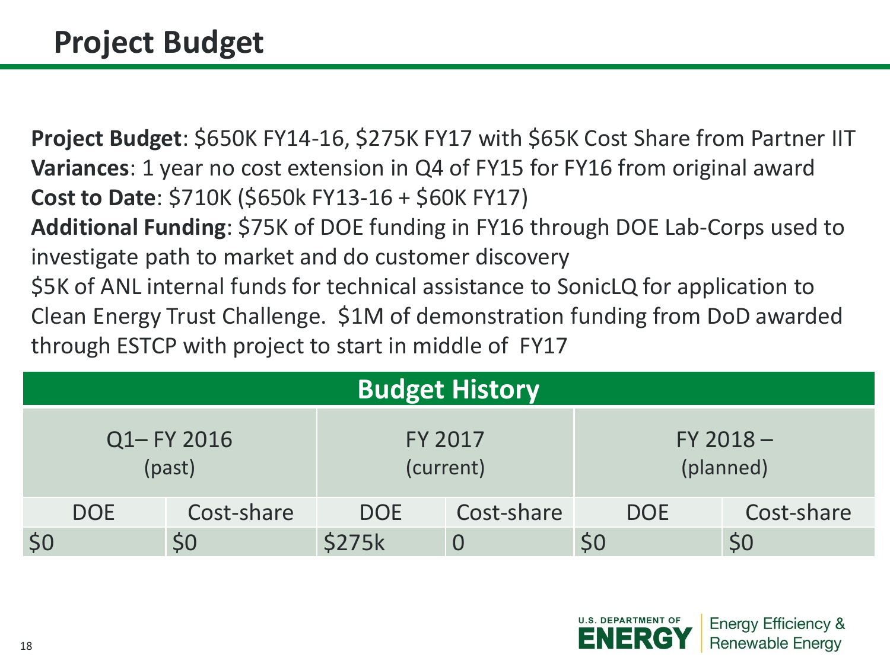# Project Budget

**Project Budget**: $650K FY14-16, $275K FY17 with $65K Cost Share from Partner IIT
**Variances**: 1 year no cost extension in Q4 of FY15 for FY16 from original award
**Cost to Date**: $710K ($650k FY13-16 + $60K FY17)
**Additional Funding**: $75K of DOE funding in FY16 through DOE Lab-Corps used to investigate path to market and do customer discovery
$5K of ANL internal funds for technical assistance to SonicLQ for application to Clean Energy Trust Challenge. $1M of demonstration funding from DoD awarded through ESTCP with project to start in middle of FY17

| Budget History | | | | | |
|---|---|---|---|---|---|
| Q1– FY 2016 (past) | | FY 2017 (current) | | FY 2018 – (planned) | |
| DOE | Cost-share | DOE | Cost-share | DOE | Cost-share |
| $0 | $0 | $275k | 0 | $0 | $0 |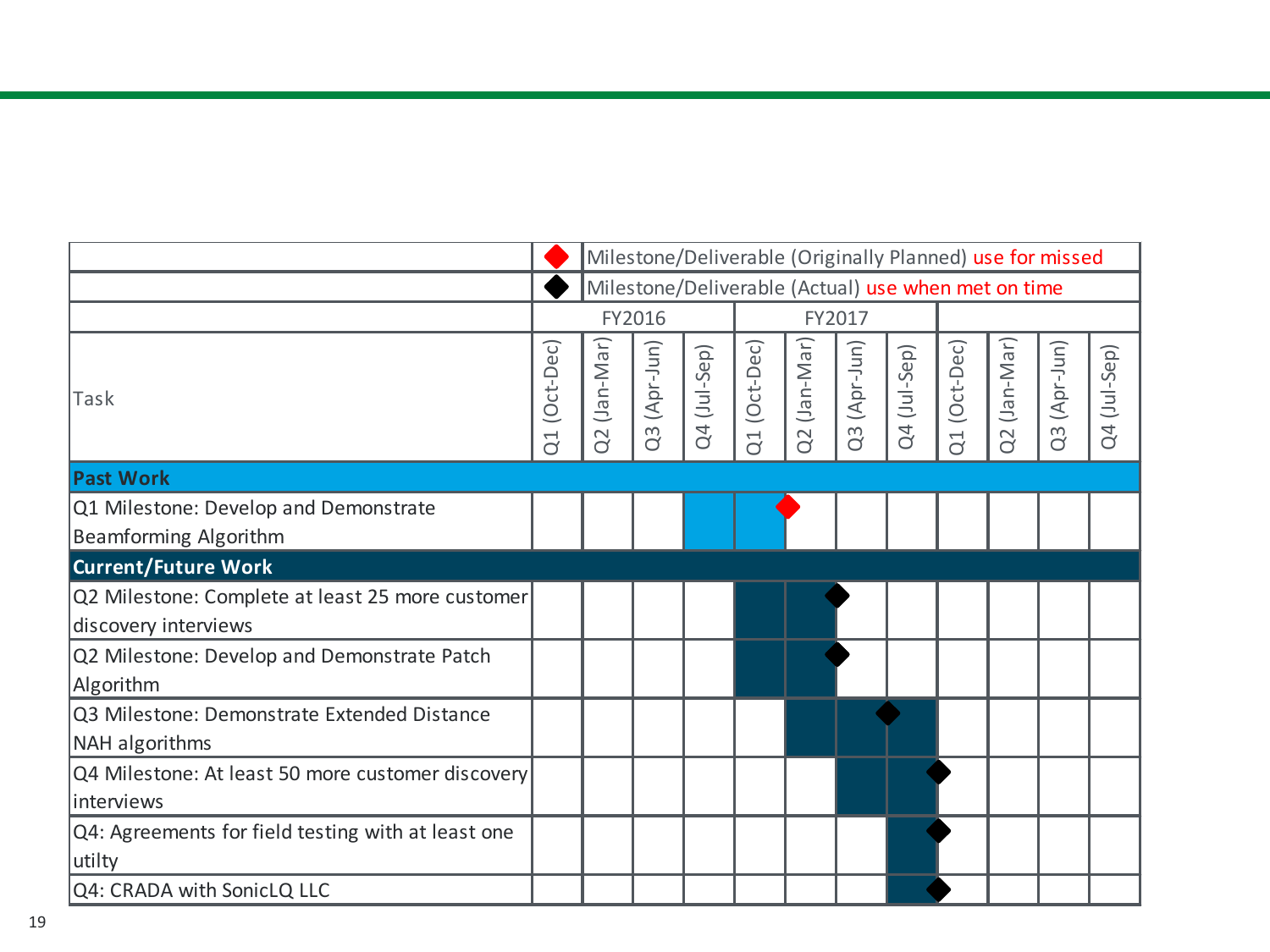| | | | | | | | | | | | | |
|---|---|---|---|---|---|---|---|---|---|---|---|---|
| | Milestone/Deliverable (Originally Planned) use for missed | | | | | | | | | | | |
| | Milestone/Deliverable (Actual) use when met on time | | | | | | | | | | | |
| | FY2016 | | | | FY2017 | | | | | | | |
| Task | Q1 (Oct-Dec) | Q2 (Jan-Mar) | Q3 (Apr-Jun) | Q4 (Jul-Sep) | Q1 (Oct-Dec) | Q2 (Jan-Mar) | Q3 (Apr-Jun) | Q4 (Jul-Sep) | Q1 (Oct-Dec) | Q2 (Jan-Mar) | Q3 (Apr-Jun) | Q4 (Jul-Sep) |
| **Past Work** | | | | | | | | | | | | |
| Q1 Milestone: Develop and Demonstrate Beamforming Algorithm | | | | | | | | | | | | |
| **Current/Future Work** | | | | | | | | | | | | |
| Q2 Milestone: Complete at least 25 more customer discovery interviews | | | | | | | | | | | | |
| Q2 Milestone: Develop and Demonstrate Patch Algorithm | | | | | | | | | | | | |
| Q3 Milestone: Demonstrate Extended Distance NAH algorithms | | | | | | | | | | | | |
| Q4 Milestone: At least 50 more customer discovery interviews | | | | | | | | | | | | |
| Q4: Agreements for field testing with at least one utilty | | | | | | | | | | | | |
| Q4: CRADA with SonicLQ LLC | | | | | | | | | | | | |